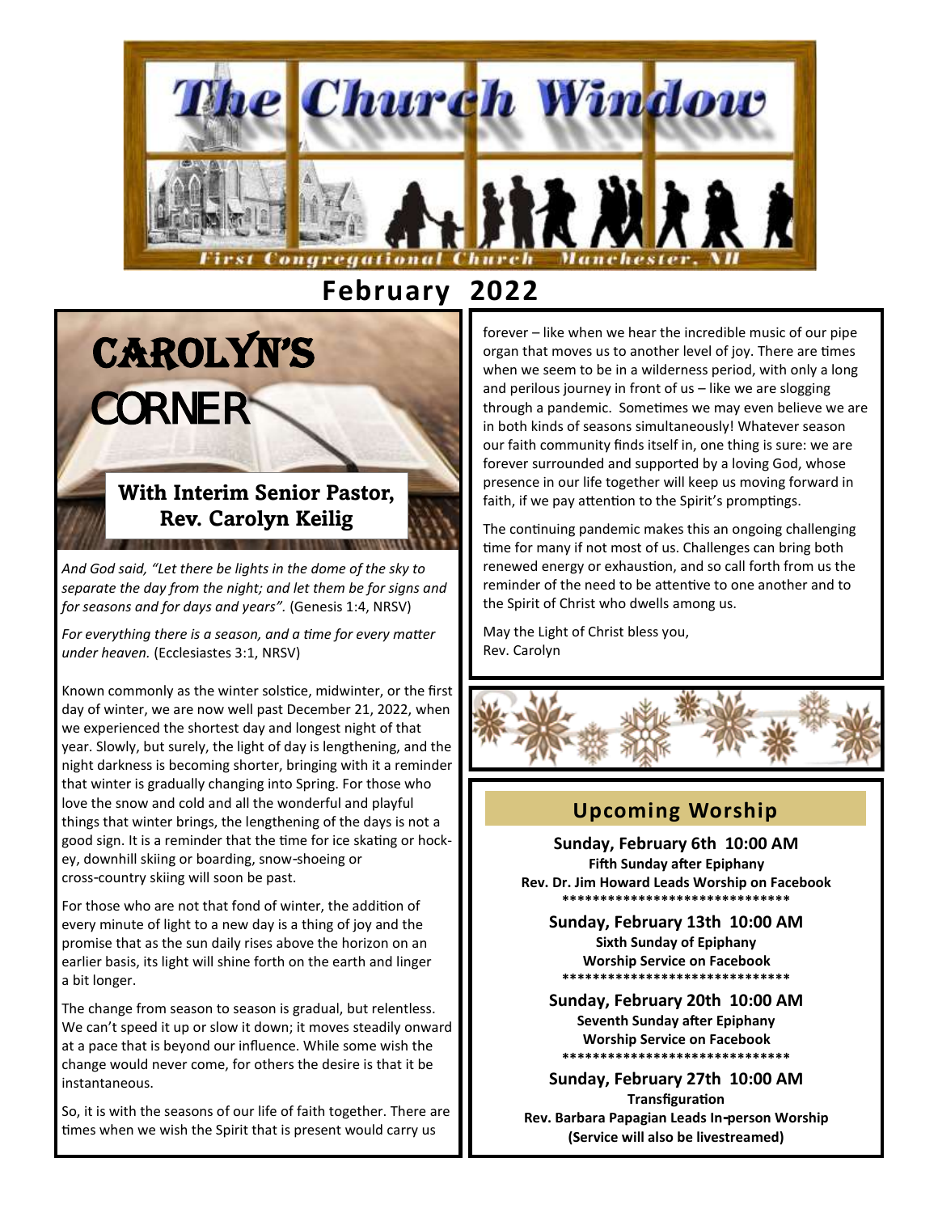# The Church Window

First Congregational Church Manchester, NH

## February 2022

## CAROLYN'S CORNER

### With Interim Senior Pastor, Rev. Carolyn Keilig

*And God said, "Let there be lights in the dome of the sky to separate the day from the night; and let them be for signs and for seasons and for days and years".* (Genesis 1:4, NRSV)

*For everything there is a season, and a time for every matter under heaven.* (Ecclesiastes 3:1, NRSV)

Known commonly as the winter solstice, midwinter, or the first day of winter, we are now well past December 21, 2022, when we experienced the shortest day and longest night of that year. Slowly, but surely, the light of day is lengthening, and the night darkness is becoming shorter, bringing with it a reminder that winter is gradually changing into Spring. For those who love the snow and cold and all the wonderful and playful things that winter brings, the lengthening of the days is not a good sign. It is a reminder that the time for ice skating or hockey, downhill skiing or boarding, snow-shoeing or cross-country skiing will soon be past.

For those who are not that fond of winter, the addition of every minute of light to a new day is a thing of joy and the promise that as the sun daily rises above the horizon on an earlier basis, its light will shine forth on the earth and linger a bit longer.

The change from season to season is gradual, but relentless. We can't speed it up or slow it down; it moves steadily onward at a pace that is beyond our influence. While some wish the change would never come, for others the desire is that it be instantaneous.

So, it is with the seasons of our life of faith together. There are times when we wish the Spirit that is present would carry us forever – like when we hear the incredible music of our pipe organ that moves us to another level of joy. There are times when we seem to be in a wilderness period, with only a long and perilous journey in front of us – like we are slogging through a pandemic. Sometimes we may even believe we are in both kinds of seasons simultaneously! Whatever season our faith community finds itself in, one thing is sure: we are forever surrounded and supported by a loving God, whose presence in our life together will keep us moving forward in faith, if we pay attention to the Spirit's promptings.

The continuing pandemic makes this an ongoing challenging time for many if not most of us. Challenges can bring both renewed energy or exhaustion, and so call forth from us the reminder of the need to be attentive to one another and to the Spirit of Christ who dwells among us.

May the Light of Christ bless you,
Rev. Carolyn

## Upcoming Worship

**Sunday, February 6th 10:00 AM**
**Fifth Sunday after Epiphany**
**Rev. Dr. Jim Howard Leads Worship on Facebook**

******************************

**Sunday, February 13th 10:00 AM**
**Sixth Sunday of Epiphany**
**Worship Service on Facebook**

******************************

**Sunday, February 20th 10:00 AM**
**Seventh Sunday after Epiphany**
**Worship Service on Facebook**

******************************

**Sunday, February 27th 10:00 AM**
**Transfiguration**
**Rev. Barbara Papagian Leads In-person Worship**
**(Service will also be livestreamed)**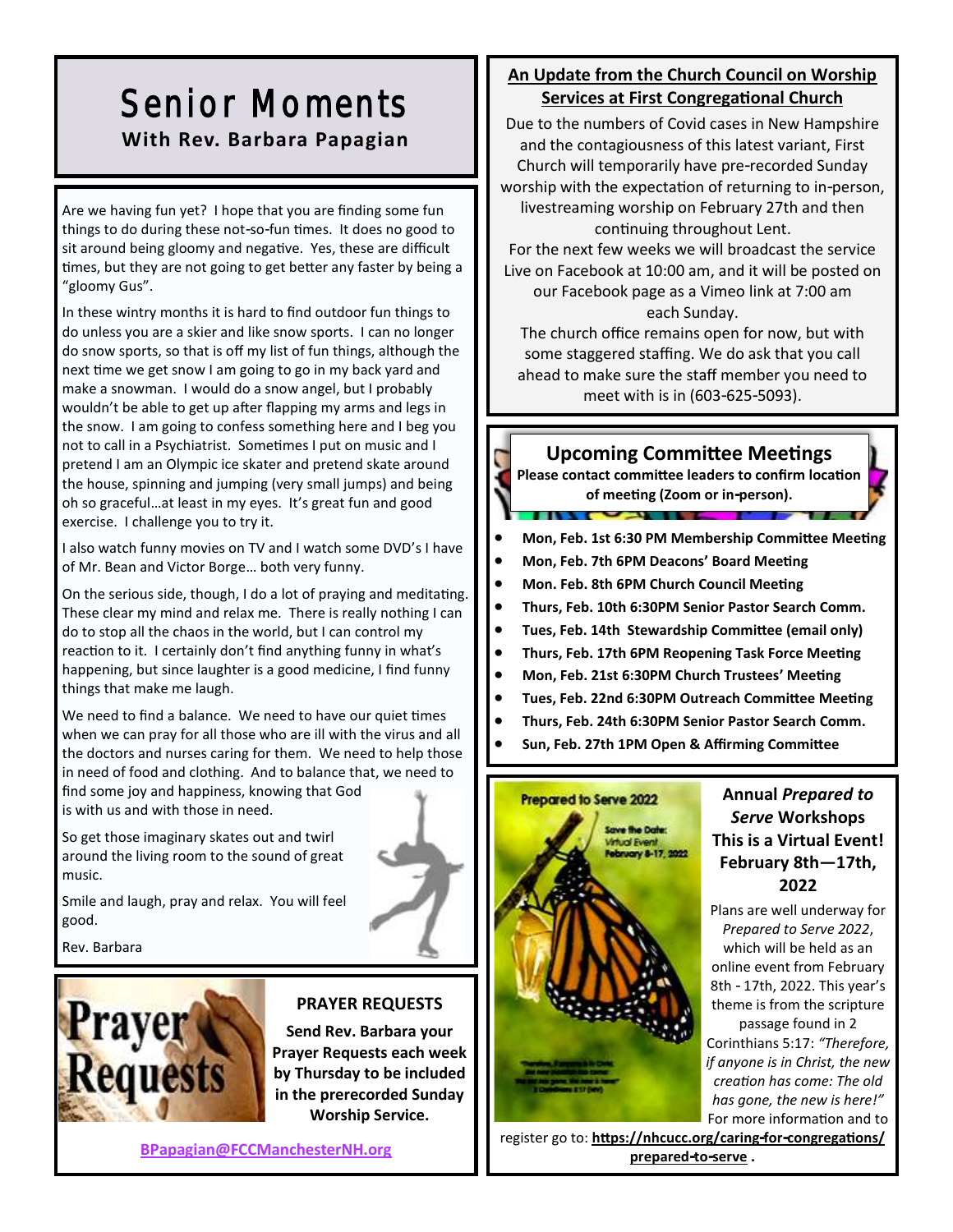# Senior Moments

**With Rev. Barbara Papagian**

Are we having fun yet? I hope that you are finding some fun things to do during these not-so-fun times. It does no good to sit around being gloomy and negative. Yes, these are difficult times, but they are not going to get better any faster by being a "gloomy Gus".

In these wintry months it is hard to find outdoor fun things to do unless you are a skier and like snow sports. I can no longer do snow sports, so that is off my list of fun things, although the next time we get snow I am going to go in my back yard and make a snowman. I would do a snow angel, but I probably wouldn't be able to get up after flapping my arms and legs in the snow. I am going to confess something here and I beg you not to call in a Psychiatrist. Sometimes I put on music and I pretend I am an Olympic ice skater and pretend skate around the house, spinning and jumping (very small jumps) and being oh so graceful…at least in my eyes. It's great fun and good exercise. I challenge you to try it.

I also watch funny movies on TV and I watch some DVD's I have of Mr. Bean and Victor Borge… both very funny.

On the serious side, though, I do a lot of praying and meditating. These clear my mind and relax me. There is really nothing I can do to stop all the chaos in the world, but I can control my reaction to it. I certainly don't find anything funny in what's happening, but since laughter is a good medicine, I find funny things that make me laugh.

We need to find a balance. We need to have our quiet times when we can pray for all those who are ill with the virus and all the doctors and nurses caring for them. We need to help those in need of food and clothing. And to balance that, we need to find some joy and happiness, knowing that God is with us and with those in need.

So get those imaginary skates out and twirl around the living room to the sound of great music.

Smile and laugh, pray and relax. You will feel good.

Rev. Barbara

## PRAYER REQUESTS

**Send Rev. Barbara your Prayer Requests each week by Thursday to be included in the prerecorded Sunday Worship Service.**

BPapagian@FCCManchesterNH.org

## An Update from the Church Council on Worship Services at First Congregational Church

Due to the numbers of Covid cases in New Hampshire and the contagiousness of this latest variant, First Church will temporarily have pre-recorded Sunday worship with the expectation of returning to in-person, livestreaming worship on February 27th and then continuing throughout Lent.

For the next few weeks we will broadcast the service Live on Facebook at 10:00 am, and it will be posted on our Facebook page as a Vimeo link at 7:00 am each Sunday.

The church office remains open for now, but with some staggered staffing. We do ask that you call ahead to make sure the staff member you need to meet with is in (603-625-5093).

## Upcoming Committee Meetings

**Please contact committee leaders to confirm location of meeting (Zoom or in-person).**

- **Mon, Feb. 1st 6:30 PM Membership Committee Meeting**
- **Mon, Feb. 7th 6PM Deacons' Board Meeting**
- **Mon. Feb. 8th 6PM Church Council Meeting**
- **Thurs, Feb. 10th 6:30PM Senior Pastor Search Comm.**
- **Tues, Feb. 14th Stewardship Committee (email only)**
- **Thurs, Feb. 17th 6PM Reopening Task Force Meeting**
- **Mon, Feb. 21st 6:30PM Church Trustees' Meeting**
- **Tues, Feb. 22nd 6:30PM Outreach Committee Meeting**
- **Thurs, Feb. 24th 6:30PM Senior Pastor Search Comm.**
- **Sun, Feb. 27th 1PM Open & Affirming Committee**

## Annual *Prepared to Serve* Workshops This is a Virtual Event! February 8th—17th, 2022

Plans are well underway for *Prepared to Serve 2022*, which will be held as an online event from February 8th - 17th, 2022. This year's theme is from the scripture passage found in 2 Corinthians 5:17: *"Therefore, if anyone is in Christ, the new creation has come: The old has gone, the new is here!"* For more information and to register go to: **https://nhcucc.org/caring-for-congregations/prepared-to-serve** .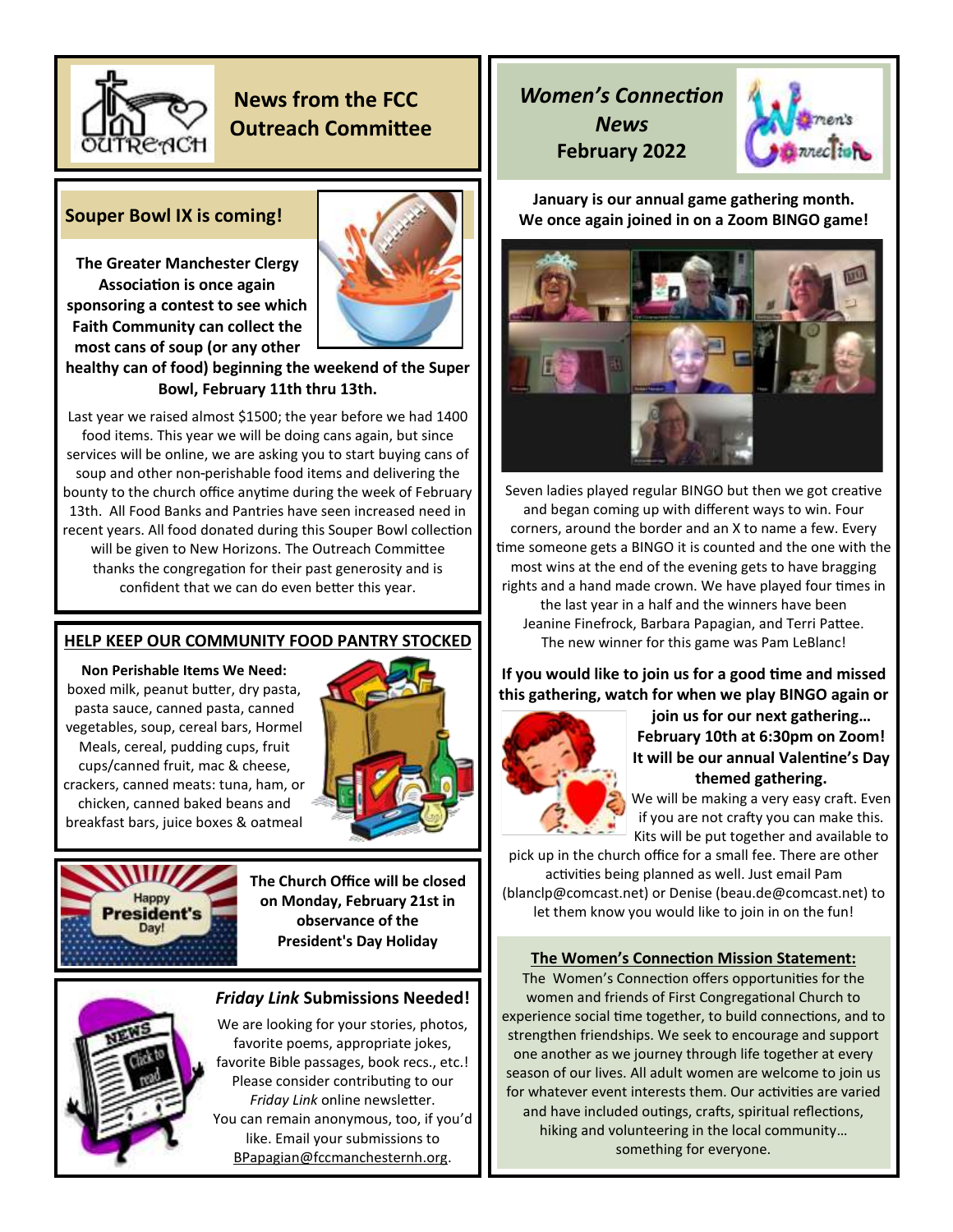## News from the FCC Outreach Committee

### Souper Bowl IX is coming!

**The Greater Manchester Clergy Association is once again sponsoring a contest to see which Faith Community can collect the most cans of soup (or any other healthy can of food) beginning the weekend of the Super Bowl, February 11th thru 13th.**

Last year we raised almost $1500; the year before we had 1400 food items. This year we will be doing cans again, but since services will be online, we are asking you to start buying cans of soup and other non-perishable food items and delivering the bounty to the church office anytime during the week of February 13th. All Food Banks and Pantries have seen increased need in recent years. All food donated during this Souper Bowl collection will be given to New Horizons. The Outreach Committee thanks the congregation for their past generosity and is confident that we can do even better this year.

### HELP KEEP OUR COMMUNITY FOOD PANTRY STOCKED

**Non Perishable Items We Need:** boxed milk, peanut butter, dry pasta, pasta sauce, canned pasta, canned vegetables, soup, cereal bars, Hormel Meals, cereal, pudding cups, fruit cups/canned fruit, mac & cheese, crackers, canned meats: tuna, ham, or chicken, canned baked beans and breakfast bars, juice boxes & oatmeal

**The Church Office will be closed on Monday, February 21st in observance of the President's Day Holiday**

### *Friday Link* Submissions Needed!

We are looking for your stories, photos, favorite poems, appropriate jokes, favorite Bible passages, book recs., etc.! Please consider contributing to our *Friday Link* online newsletter. You can remain anonymous, too, if you'd like. Email your submissions to BPapagian@fccmanchesternh.org.

## *Women's Connection News* February 2022

**January is our annual game gathering month. We once again joined in on a Zoom BINGO game!**

Seven ladies played regular BINGO but then we got creative and began coming up with different ways to win. Four corners, around the border and an X to name a few. Every time someone gets a BINGO it is counted and the one with the most wins at the end of the evening gets to have bragging rights and a hand made crown. We have played four times in the last year in a half and the winners have been Jeanine Finefrock, Barbara Papagian, and Terri Pattee. The new winner for this game was Pam LeBlanc!

**If you would like to join us for a good time and missed this gathering, watch for when we play BINGO again or join us for our next gathering… February 10th at 6:30pm on Zoom! It will be our annual Valentine's Day themed gathering.**

We will be making a very easy craft. Even if you are not crafty you can make this. Kits will be put together and available to pick up in the church office for a small fee. There are other activities being planned as well. Just email Pam (blanclp@comcast.net) or Denise (beau.de@comcast.net) to let them know you would like to join in on the fun!

### The Women's Connection Mission Statement:

The Women's Connection offers opportunities for the women and friends of First Congregational Church to experience social time together, to build connections, and to strengthen friendships. We seek to encourage and support one another as we journey through life together at every season of our lives. All adult women are welcome to join us for whatever event interests them. Our activities are varied and have included outings, crafts, spiritual reflections, hiking and volunteering in the local community… something for everyone.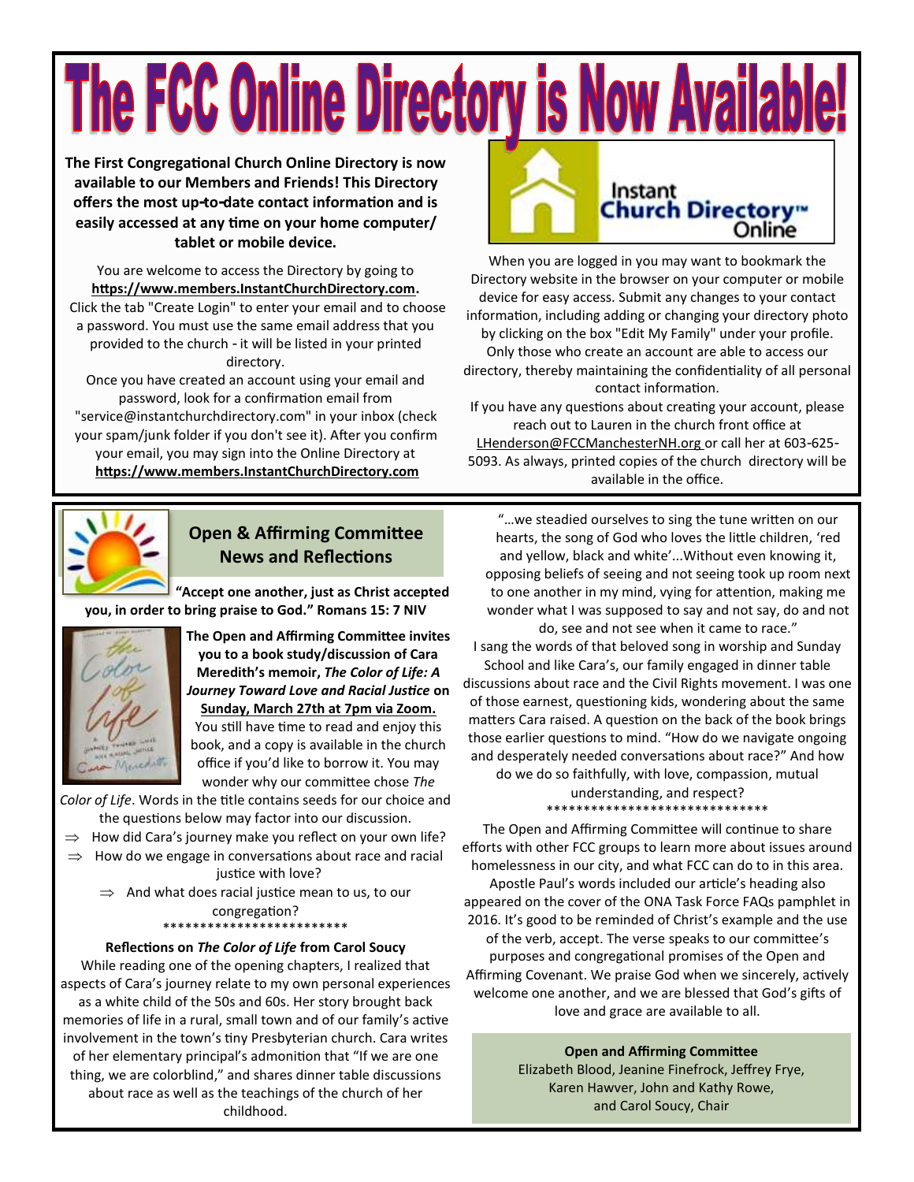# The FCC Online Directory is Now Available!

**The First Congregational Church Online Directory is now available to our Members and Friends! This Directory offers the most up-to-date contact information and is easily accessed at any time on your home computer/ tablet or mobile device.**

You are welcome to access the Directory by going to **https://www.members.InstantChurchDirectory.com**. Click the tab "Create Login" to enter your email and to choose a password. You must use the same email address that you provided to the church - it will be listed in your printed directory.

Once you have created an account using your email and password, look for a confirmation email from "service@instantchurchdirectory.com" in your inbox (check your spam/junk folder if you don't see it). After you confirm your email, you may sign into the Online Directory at **https://www.members.InstantChurchDirectory.com**

Instant Church Directory™ Online

When you are logged in you may want to bookmark the Directory website in the browser on your computer or mobile device for easy access. Submit any changes to your contact information, including adding or changing your directory photo by clicking on the box "Edit My Family" under your profile. Only those who create an account are able to access our directory, thereby maintaining the confidentiality of all personal contact information.

If you have any questions about creating your account, please reach out to Lauren in the church front office at LHenderson@FCCManchesterNH.org or call her at 603-625-5093. As always, printed copies of the church directory will be available in the office.

## Open & Affirming Committee News and Reflections

**"Accept one another, just as Christ accepted you, in order to bring praise to God." Romans 15: 7 NIV**

**The Open and Affirming Committee invites you to a book study/discussion of Cara Meredith's memoir, *The Color of Life: A Journey Toward Love and Racial Justice* on <u>Sunday, March 27th at 7pm via Zoom.</u>** You still have time to read and enjoy this book, and a copy is available in the church office if you'd like to borrow it. You may wonder why our committee chose *The Color of Life*. Words in the title contains seeds for our choice and the questions below may factor into our discussion.

- ⇒ How did Cara's journey make you reflect on your own life?
- ⇒ How do we engage in conversations about race and racial justice with love?
- ⇒ And what does racial justice mean to us, to our congregation?

*************************

**Reflections on *The Color of Life* from Carol Soucy**

While reading one of the opening chapters, I realized that aspects of Cara's journey relate to my own personal experiences as a white child of the 50s and 60s. Her story brought back memories of life in a rural, small town and of our family's active involvement in the town's tiny Presbyterian church. Cara writes of her elementary principal's admonition that "If we are one thing, we are colorblind," and shares dinner table discussions about race as well as the teachings of the church of her childhood.

"…we steadied ourselves to sing the tune written on our hearts, the song of God who loves the little children, 'red and yellow, black and white'...Without even knowing it, opposing beliefs of seeing and not seeing took up room next to one another in my mind, vying for attention, making me wonder what I was supposed to say and not say, do and not do, see and not see when it came to race."

I sang the words of that beloved song in worship and Sunday School and like Cara's, our family engaged in dinner table discussions about race and the Civil Rights movement. I was one of those earnest, questioning kids, wondering about the same matters Cara raised. A question on the back of the book brings those earlier questions to mind. "How do we navigate ongoing and desperately needed conversations about race?" And how do we do so faithfully, with love, compassion, mutual understanding, and respect?

******************************

The Open and Affirming Committee will continue to share efforts with other FCC groups to learn more about issues around homelessness in our city, and what FCC can do to in this area. Apostle Paul's words included our article's heading also appeared on the cover of the ONA Task Force FAQs pamphlet in 2016. It's good to be reminded of Christ's example and the use of the verb, accept. The verse speaks to our committee's purposes and congregational promises of the Open and Affirming Covenant. We praise God when we sincerely, actively welcome one another, and we are blessed that God's gifts of love and grace are available to all.

**Open and Affirming Committee**
Elizabeth Blood, Jeanine Finefrock, Jeffrey Frye, Karen Hawver, John and Kathy Rowe, and Carol Soucy, Chair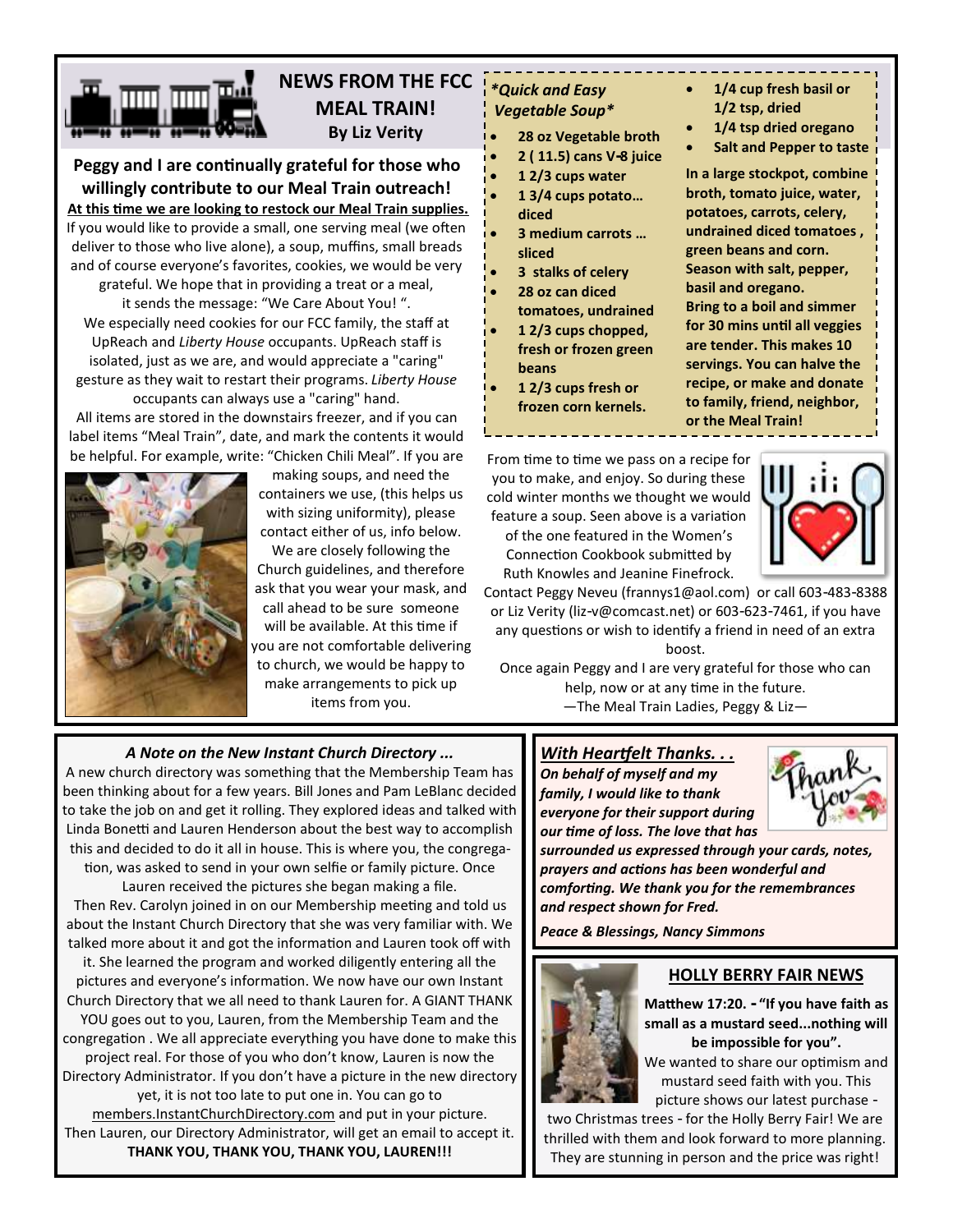## NEWS FROM THE FCC MEAL TRAIN!

**By Liz Verity**

**Peggy and I are continually grateful for those who willingly contribute to our Meal Train outreach!**

**At this time we are looking to restock our Meal Train supplies.**

If you would like to provide a small, one serving meal (we often deliver to those who live alone), a soup, muffins, small breads and of course everyone's favorites, cookies, we would be very grateful. We hope that in providing a treat or a meal, it sends the message: "We Care About You! ".

We especially need cookies for our FCC family, the staff at UpReach and *Liberty House* occupants. UpReach staff is isolated, just as we are, and would appreciate a "caring" gesture as they wait to restart their programs. *Liberty House* occupants can always use a "caring" hand.

All items are stored in the downstairs freezer, and if you can label items "Meal Train", date, and mark the contents it would be helpful. For example, write: "Chicken Chili Meal". If you are making soups, and need the containers we use, (this helps us with sizing uniformity), please contact either of us, info below.

We are closely following the Church guidelines, and therefore ask that you wear your mask, and call ahead to be sure someone will be available. At this time if you are not comfortable delivering to church, we would be happy to make arrangements to pick up items from you.

### *\*Quick and Easy Vegetable Soup\**

- **28 oz Vegetable broth**
- **2 ( 11.5) cans V-8 juice**
- **1 2/3 cups water**
- **1 3/4 cups potato… diced**
- **3 medium carrots … sliced**
- **3 stalks of celery**
- **28 oz can diced tomatoes, undrained**
- **1 2/3 cups chopped, fresh or frozen green beans**
- **1 2/3 cups fresh or frozen corn kernels.**
- **1/4 cup fresh basil or 1/2 tsp, dried**
- **1/4 tsp dried oregano**
- **Salt and Pepper to taste**

**In a large stockpot, combine broth, tomato juice, water, potatoes, carrots, celery, undrained diced tomatoes , green beans and corn. Season with salt, pepper, basil and oregano. Bring to a boil and simmer for 30 mins until all veggies are tender. This makes 10 servings. You can halve the recipe, or make and donate to family, friend, neighbor, or the Meal Train!**

From time to time we pass on a recipe for you to make, and enjoy. So during these cold winter months we thought we would feature a soup. Seen above is a variation of the one featured in the Women's Connection Cookbook submitted by Ruth Knowles and Jeanine Finefrock.

Contact Peggy Neveu (frannys1@aol.com) or call 603-483-8388 or Liz Verity (liz-v@comcast.net) or 603-623-7461, if you have any questions or wish to identify a friend in need of an extra boost.

Once again Peggy and I are very grateful for those who can help, now or at any time in the future.

—The Meal Train Ladies, Peggy & Liz—

### *A Note on the New Instant Church Directory ...*

A new church directory was something that the Membership Team has been thinking about for a few years. Bill Jones and Pam LeBlanc decided to take the job on and get it rolling. They explored ideas and talked with Linda Bonetti and Lauren Henderson about the best way to accomplish this and decided to do it all in house. This is where you, the congregation, was asked to send in your own selfie or family picture. Once Lauren received the pictures she began making a file.

Then Rev. Carolyn joined in on our Membership meeting and told us about the Instant Church Directory that she was very familiar with. We talked more about it and got the information and Lauren took off with it. She learned the program and worked diligently entering all the pictures and everyone's information. We now have our own Instant Church Directory that we all need to thank Lauren for. A GIANT THANK YOU goes out to you, Lauren, from the Membership Team and the congregation . We all appreciate everything you have done to make this project real. For those of you who don't know, Lauren is now the Directory Administrator. If you don't have a picture in the new directory yet, it is not too late to put one in. You can go to members.InstantChurchDirectory.com and put in your picture. Then Lauren, our Directory Administrator, will get an email to accept it.

**THANK YOU, THANK YOU, THANK YOU, LAUREN!!!**

### *With Heartfelt Thanks. . .*

***On behalf of myself and my family, I would like to thank everyone for their support during our time of loss. The love that has surrounded us expressed through your cards, notes, prayers and actions has been wonderful and comforting. We thank you for the remembrances and respect shown for Fred.***

***Peace & Blessings, Nancy Simmons***

### HOLLY BERRY FAIR NEWS

**Matthew 17:20. - "If you have faith as small as a mustard seed...nothing will be impossible for you".**

We wanted to share our optimism and mustard seed faith with you. This picture shows our latest purchase - two Christmas trees - for the Holly Berry Fair! We are thrilled with them and look forward to more planning. They are stunning in person and the price was right!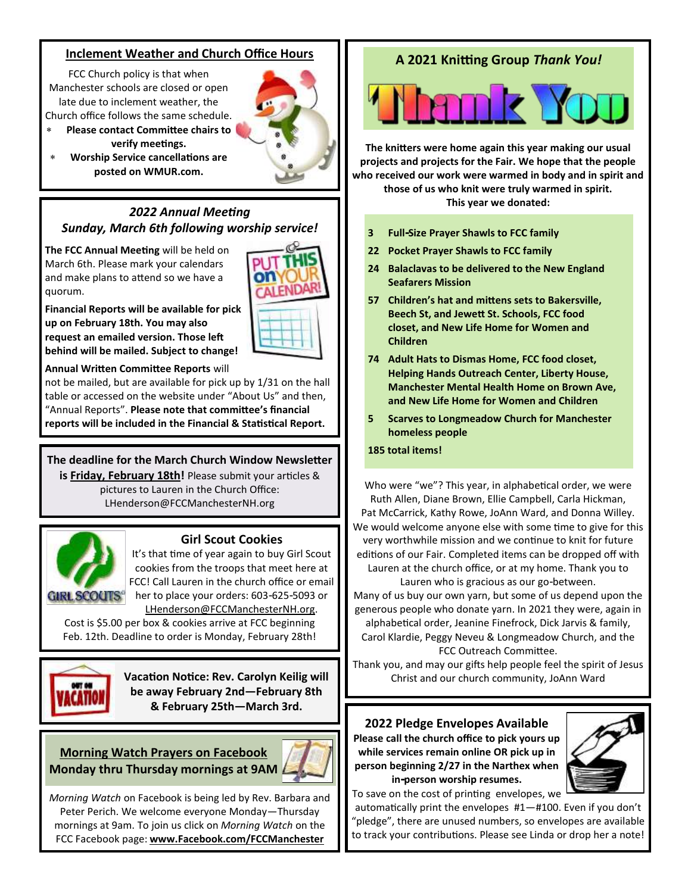## Inclement Weather and Church Office Hours

FCC Church policy is that when Manchester schools are closed or open late due to inclement weather, the Church office follows the same schedule.

- **Please contact Committee chairs to verify meetings.**
- **Worship Service cancellations are posted on WMUR.com.**

## *2022 Annual Meeting Sunday, March 6th following worship service!*

**The FCC Annual Meeting** will be held on March 6th. Please mark your calendars and make plans to attend so we have a quorum.

**Financial Reports will be available for pick up on February 18th. You may also request an emailed version. Those left behind will be mailed. Subject to change!**

**Annual Written Committee Reports** will not be mailed, but are available for pick up by 1/31 on the hall table or accessed on the website under "About Us" and then, "Annual Reports". **Please note that committee's financial reports will be included in the Financial & Statistical Report.**

**The deadline for the March Church Window Newsletter is Friday, February 18th!** Please submit your articles & pictures to Lauren in the Church Office: LHenderson@FCCManchesterNH.org

## Girl Scout Cookies

It's that time of year again to buy Girl Scout cookies from the troops that meet here at FCC! Call Lauren in the church office or email her to place your orders: 603-625-5093 or LHenderson@FCCManchesterNH.org. Cost is $5.00 per box & cookies arrive at FCC beginning Feb. 12th. Deadline to order is Monday, February 28th!

**Vacation Notice: Rev. Carolyn Keilig will be away February 2nd—February 8th & February 25th—March 3rd.**

## Morning Watch Prayers on Facebook Monday thru Thursday mornings at 9AM

*Morning Watch* on Facebook is being led by Rev. Barbara and Peter Perich. We welcome everyone Monday—Thursday mornings at 9am. To join us click on *Morning Watch* on the FCC Facebook page: **www.Facebook.com/FCCManchester**

## A 2021 Knitting Group *Thank You!*

Thank You

**The knitters were home again this year making our usual projects and projects for the Fair. We hope that the people who received our work were warmed in body and in spirit and those of us who knit were truly warmed in spirit. This year we donated:**

- **3 Full-Size Prayer Shawls to FCC family**
- **22 Pocket Prayer Shawls to FCC family**
- **24 Balaclavas to be delivered to the New England Seafarers Mission**
- **57 Children's hat and mittens sets to Bakersville, Beech St, and Jewett St. Schools, FCC food closet, and New Life Home for Women and Children**
- **74 Adult Hats to Dismas Home, FCC food closet, Helping Hands Outreach Center, Liberty House, Manchester Mental Health Home on Brown Ave, and New Life Home for Women and Children**
- **5 Scarves to Longmeadow Church for Manchester homeless people**

**185 total items!**

Who were "we"? This year, in alphabetical order, we were Ruth Allen, Diane Brown, Ellie Campbell, Carla Hickman, Pat McCarrick, Kathy Rowe, JoAnn Ward, and Donna Willey. We would welcome anyone else with some time to give for this very worthwhile mission and we continue to knit for future editions of our Fair. Completed items can be dropped off with Lauren at the church office, or at my home. Thank you to Lauren who is gracious as our go-between.

Many of us buy our own yarn, but some of us depend upon the generous people who donate yarn. In 2021 they were, again in alphabetical order, Jeanine Finefrock, Dick Jarvis & family, Carol Klardie, Peggy Neveu & Longmeadow Church, and the FCC Outreach Committee.

Thank you, and may our gifts help people feel the spirit of Jesus Christ and our church community, JoAnn Ward

## 2022 Pledge Envelopes Available

**Please call the church office to pick yours up while services remain online OR pick up in person beginning 2/27 in the Narthex when in-person worship resumes.**

To save on the cost of printing envelopes, we automatically print the envelopes #1—#100. Even if you don't "pledge", there are unused numbers, so envelopes are available to track your contributions. Please see Linda or drop her a note!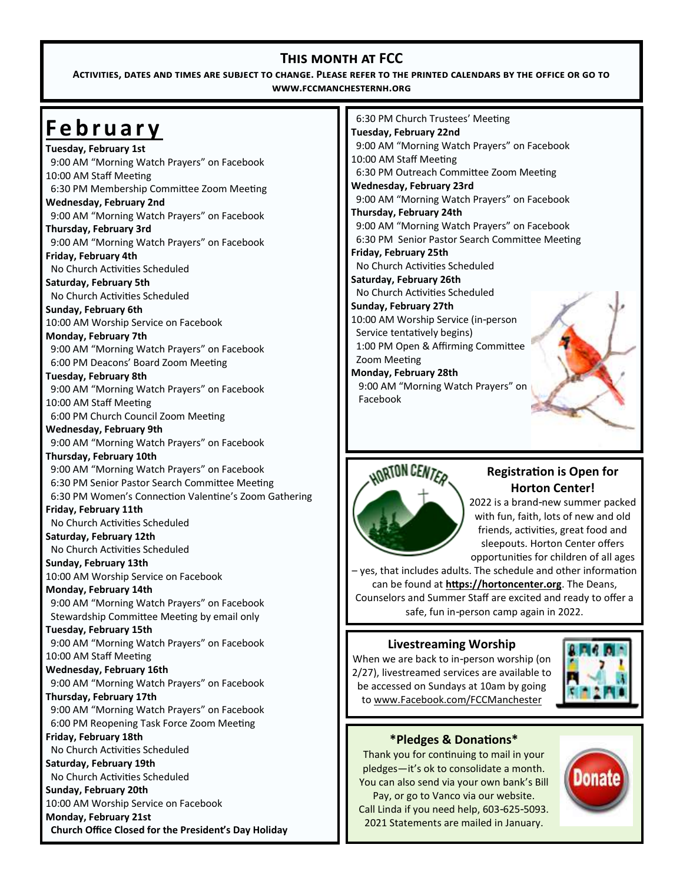## This month at FCC

**Activities, dates and times are subject to change. Please refer to the printed calendars by the office or go to www.fccmanchesternh.org**

# February

**Tuesday, February 1st**
9:00 AM "Morning Watch Prayers" on Facebook
10:00 AM Staff Meeting
6:30 PM Membership Committee Zoom Meeting

**Wednesday, February 2nd**
9:00 AM "Morning Watch Prayers" on Facebook

**Thursday, February 3rd**
9:00 AM "Morning Watch Prayers" on Facebook

**Friday, February 4th**
No Church Activities Scheduled

**Saturday, February 5th**
No Church Activities Scheduled

**Sunday, February 6th**
10:00 AM Worship Service on Facebook

**Monday, February 7th**
9:00 AM "Morning Watch Prayers" on Facebook
6:00 PM Deacons' Board Zoom Meeting

**Tuesday, February 8th**
9:00 AM "Morning Watch Prayers" on Facebook
10:00 AM Staff Meeting
6:00 PM Church Council Zoom Meeting

**Wednesday, February 9th**
9:00 AM "Morning Watch Prayers" on Facebook

**Thursday, February 10th**
9:00 AM "Morning Watch Prayers" on Facebook
6:30 PM Senior Pastor Search Committee Meeting
6:30 PM Women's Connection Valentine's Zoom Gathering

**Friday, February 11th**
No Church Activities Scheduled

**Saturday, February 12th**
No Church Activities Scheduled

**Sunday, February 13th**
10:00 AM Worship Service on Facebook

**Monday, February 14th**
9:00 AM "Morning Watch Prayers" on Facebook
Stewardship Committee Meeting by email only

**Tuesday, February 15th**
9:00 AM "Morning Watch Prayers" on Facebook
10:00 AM Staff Meeting

**Wednesday, February 16th**
9:00 AM "Morning Watch Prayers" on Facebook

**Thursday, February 17th**
9:00 AM "Morning Watch Prayers" on Facebook
6:00 PM Reopening Task Force Zoom Meeting

**Friday, February 18th**
No Church Activities Scheduled

**Saturday, February 19th**
No Church Activities Scheduled

**Sunday, February 20th**
10:00 AM Worship Service on Facebook

**Monday, February 21st**
**Church Office Closed for the President's Day Holiday**
6:30 PM Church Trustees' Meeting

**Tuesday, February 22nd**
9:00 AM "Morning Watch Prayers" on Facebook
10:00 AM Staff Meeting
6:30 PM Outreach Committee Zoom Meeting

**Wednesday, February 23rd**
9:00 AM "Morning Watch Prayers" on Facebook

**Thursday, February 24th**
9:00 AM "Morning Watch Prayers" on Facebook
6:30 PM Senior Pastor Search Committee Meeting

**Friday, February 25th**
No Church Activities Scheduled

**Saturday, February 26th**
No Church Activities Scheduled

**Sunday, February 27th**
10:00 AM Worship Service (in-person Service tentatively begins)
1:00 PM Open & Affirming Committee Zoom Meeting

**Monday, February 28th**
9:00 AM "Morning Watch Prayers" on Facebook

### Registration is Open for Horton Center!

2022 is a brand-new summer packed with fun, faith, lots of new and old friends, activities, great food and sleepouts. Horton Center offers opportunities for children of all ages – yes, that includes adults. The schedule and other information can be found at **https://hortoncenter.org**. The Deans, Counselors and Summer Staff are excited and ready to offer a safe, fun in-person camp again in 2022.

### Livestreaming Worship

When we are back to in-person worship (on 2/27), livestreamed services are available to be accessed on Sundays at 10am by going to www.Facebook.com/FCCManchester

### *Pledges & Donations*

Thank you for continuing to mail in your pledges—it's ok to consolidate a month. You can also send via your own bank's Bill Pay, or go to Vanco via our website. Call Linda if you need help, 603-625-5093. 2021 Statements are mailed in January.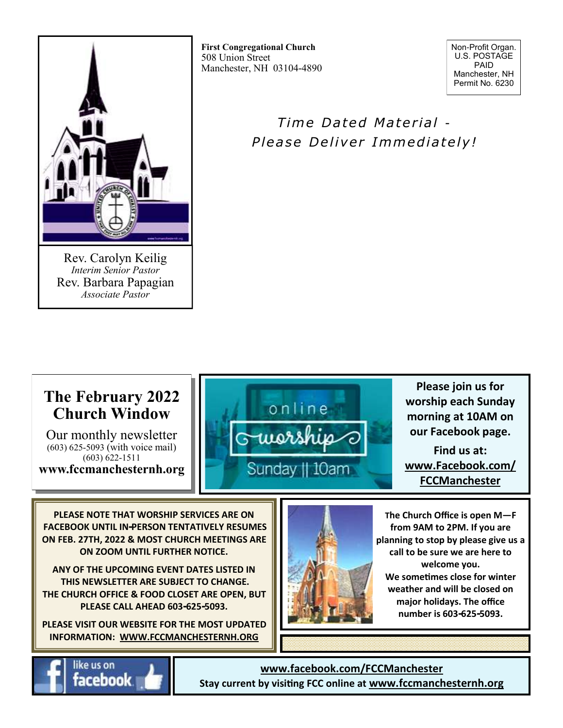Rev. Carolyn Keilig
*Interim Senior Pastor*
Rev. Barbara Papagian
*Associate Pastor*

**First Congregational Church**
508 Union Street
Manchester, NH 03104-4890

Non-Profit Organ.
U.S. POSTAGE
PAID
Manchester, NH
Permit No. 6230

*Time Dated Material -*
*Please Deliver Immediately!*

# The February 2022 Church Window

Our monthly newsletter
(603) 625-5093 (with voice mail)
(603) 622-1511
**www.fccmanchesternh.org**

online worship
Sunday || 10am

**Please join us for worship each Sunday morning at 10AM on our Facebook page.**

**Find us at: www.Facebook.com/FCCManchester**

**PLEASE NOTE THAT WORSHIP SERVICES ARE ON FACEBOOK UNTIL IN-PERSON TENTATIVELY RESUMES ON FEB. 27TH, 2022 & MOST CHURCH MEETINGS ARE ON ZOOM UNTIL FURTHER NOTICE.**

**ANY OF THE UPCOMING EVENT DATES LISTED IN THIS NEWSLETTER ARE SUBJECT TO CHANGE. THE CHURCH OFFICE & FOOD CLOSET ARE OPEN, BUT PLEASE CALL AHEAD 603-625-5093.**

**PLEASE VISIT OUR WEBSITE FOR THE MOST UPDATED INFORMATION: WWW.FCCMANCHESTERNH.ORG**

**The Church Office is open M—F from 9AM to 2PM. If you are planning to stop by please give us a call to be sure we are here to welcome you. We sometimes close for winter weather and will be closed on major holidays. The office number is 603-625-5093.**

like us on facebook

**www.facebook.com/FCCManchester**
**Stay current by visiting FCC online at www.fccmanchesternh.org**